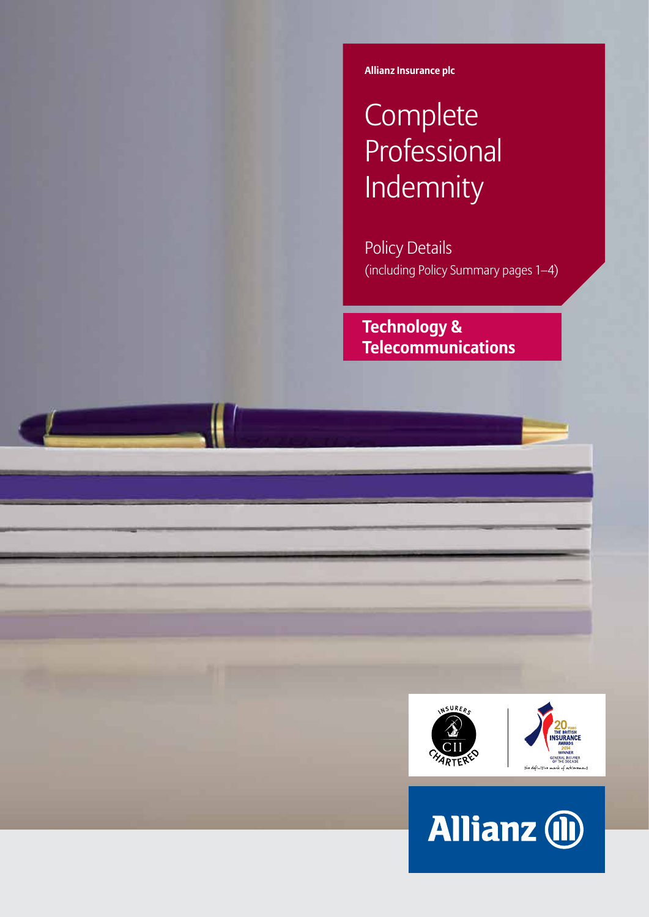Allianz Insurance plc

# Complete Professional Indemnity

Policy Details
(including Policy Summary pages 1–4)

## Technology & Telecommunications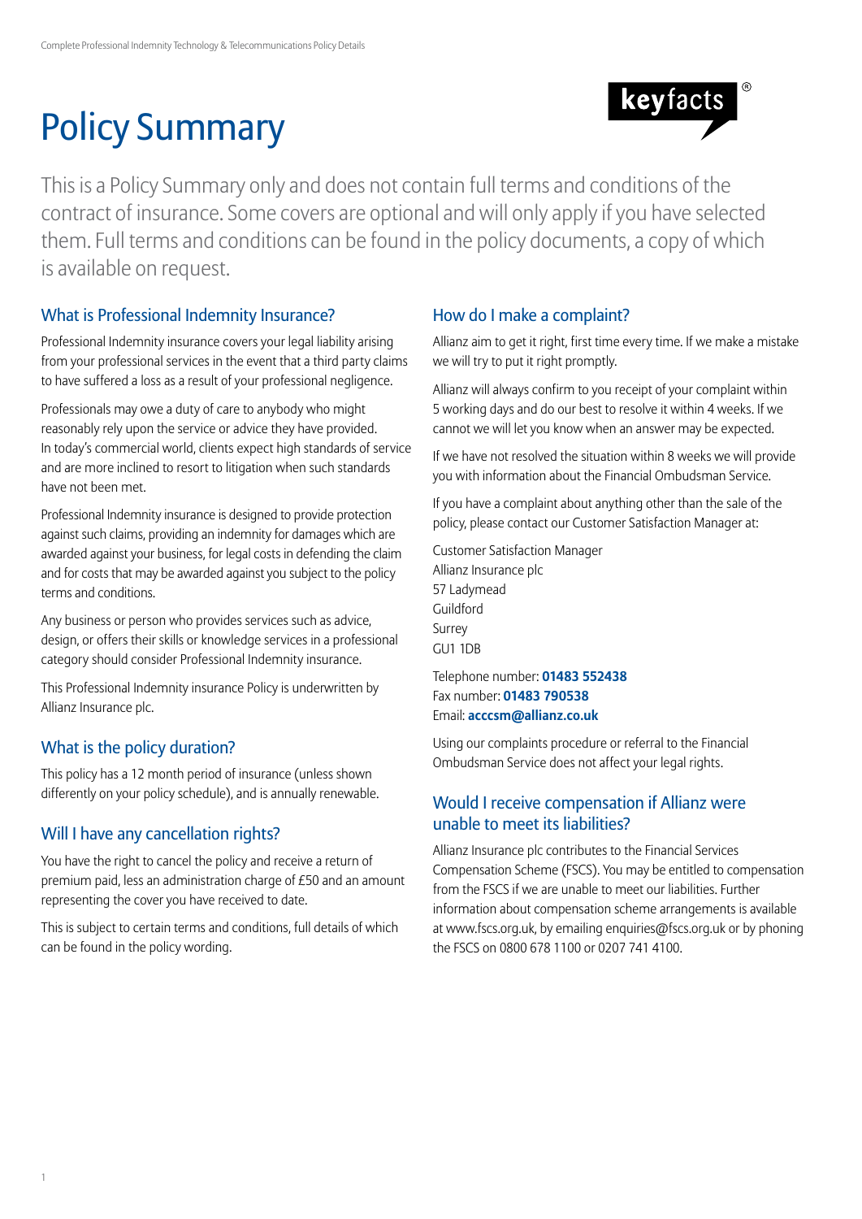# Policy Summary

This is a Policy Summary only and does not contain full terms and conditions of the contract of insurance. Some covers are optional and will only apply if you have selected them. Full terms and conditions can be found in the policy documents, a copy of which is available on request.

## What is Professional Indemnity Insurance?

Professional Indemnity insurance covers your legal liability arising from your professional services in the event that a third party claims to have suffered a loss as a result of your professional negligence.

Professionals may owe a duty of care to anybody who might reasonably rely upon the service or advice they have provided. In today's commercial world, clients expect high standards of service and are more inclined to resort to litigation when such standards have not been met.

Professional Indemnity insurance is designed to provide protection against such claims, providing an indemnity for damages which are awarded against your business, for legal costs in defending the claim and for costs that may be awarded against you subject to the policy terms and conditions.

Any business or person who provides services such as advice, design, or offers their skills or knowledge services in a professional category should consider Professional Indemnity insurance.

This Professional Indemnity insurance Policy is underwritten by Allianz Insurance plc.

## What is the policy duration?

This policy has a 12 month period of insurance (unless shown differently on your policy schedule), and is annually renewable.

## Will I have any cancellation rights?

You have the right to cancel the policy and receive a return of premium paid, less an administration charge of £50 and an amount representing the cover you have received to date.

This is subject to certain terms and conditions, full details of which can be found in the policy wording.

## How do I make a complaint?

Allianz aim to get it right, first time every time. If we make a mistake we will try to put it right promptly.

Allianz will always confirm to you receipt of your complaint within 5 working days and do our best to resolve it within 4 weeks. If we cannot we will let you know when an answer may be expected.

If we have not resolved the situation within 8 weeks we will provide you with information about the Financial Ombudsman Service.

If you have a complaint about anything other than the sale of the policy, please contact our Customer Satisfaction Manager at:

Customer Satisfaction Manager
Allianz Insurance plc
57 Ladymead
Guildford
Surrey
GU1 1DB

Telephone number: **01483 552438**
Fax number: **01483 790538**
Email: **acccsm@allianz.co.uk**

Using our complaints procedure or referral to the Financial Ombudsman Service does not affect your legal rights.

## Would I receive compensation if Allianz were unable to meet its liabilities?

Allianz Insurance plc contributes to the Financial Services Compensation Scheme (FSCS). You may be entitled to compensation from the FSCS if we are unable to meet our liabilities. Further information about compensation scheme arrangements is available at www.fscs.org.uk, by emailing enquiries@fscs.org.uk or by phoning the FSCS on 0800 678 1100 or 0207 741 4100.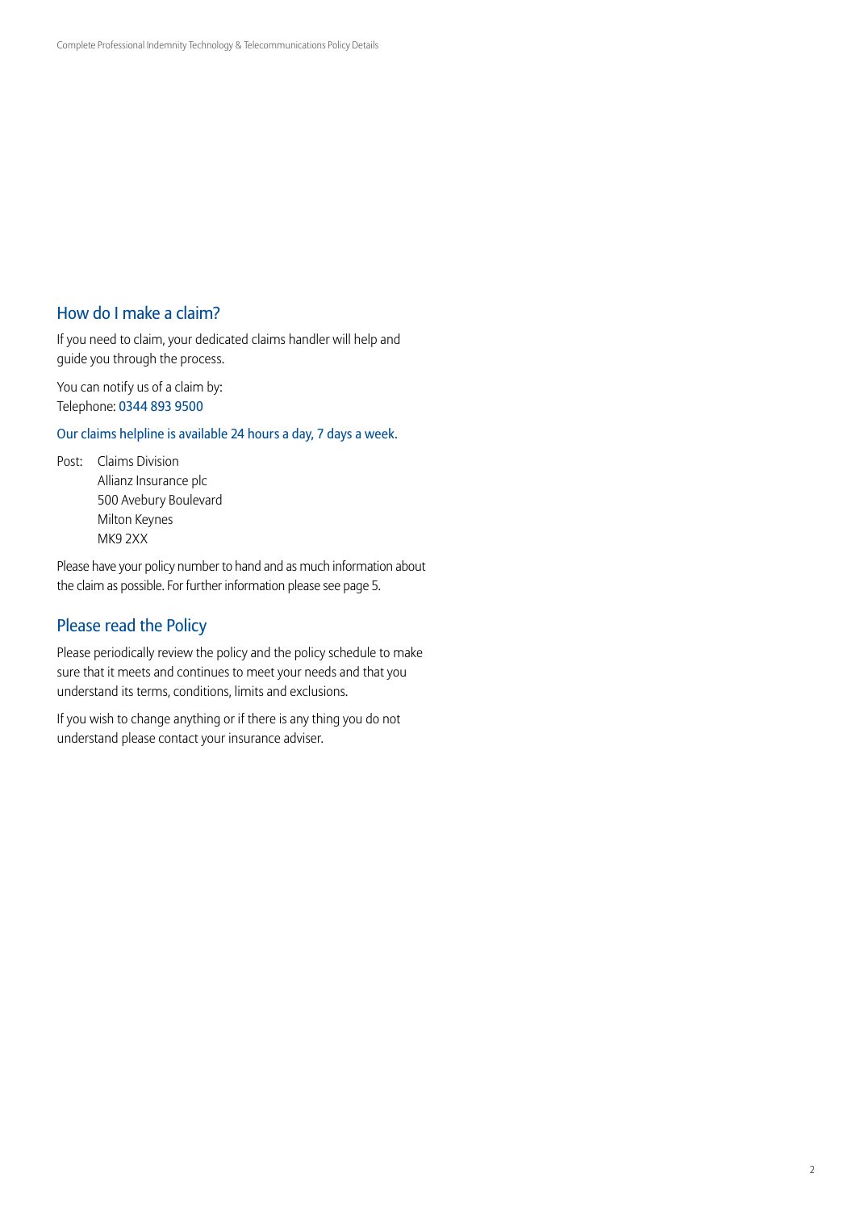## How do I make a claim?

If you need to claim, your dedicated claims handler will help and guide you through the process.

You can notify us of a claim by:
Telephone: 0344 893 9500

Our claims helpline is available 24 hours a day, 7 days a week.

Post: Claims Division
Allianz Insurance plc
500 Avebury Boulevard
Milton Keynes
MK9 2XX

Please have your policy number to hand and as much information about the claim as possible. For further information please see page 5.

## Please read the Policy

Please periodically review the policy and the policy schedule to make sure that it meets and continues to meet your needs and that you understand its terms, conditions, limits and exclusions.

If you wish to change anything or if there is any thing you do not understand please contact your insurance adviser.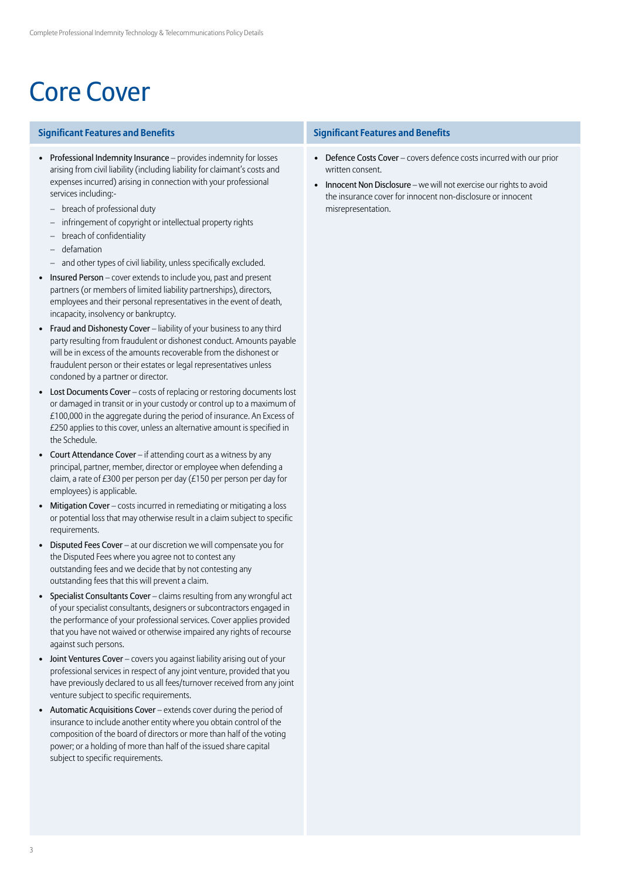# Core Cover

## Significant Features and Benefits

- **Professional Indemnity Insurance** – provides indemnity for losses arising from civil liability (including liability for claimant's costs and expenses incurred) arising in connection with your professional services including:-
  - breach of professional duty
  - infringement of copyright or intellectual property rights
  - breach of confidentiality
  - defamation
  - and other types of civil liability, unless specifically excluded.
- **Insured Person** – cover extends to include you, past and present partners (or members of limited liability partnerships), directors, employees and their personal representatives in the event of death, incapacity, insolvency or bankruptcy.
- **Fraud and Dishonesty Cover** – liability of your business to any third party resulting from fraudulent or dishonest conduct. Amounts payable will be in excess of the amounts recoverable from the dishonest or fraudulent person or their estates or legal representatives unless condoned by a partner or director.
- **Lost Documents Cover** – costs of replacing or restoring documents lost or damaged in transit or in your custody or control up to a maximum of £100,000 in the aggregate during the period of insurance. An Excess of £250 applies to this cover, unless an alternative amount is specified in the Schedule.
- **Court Attendance Cover** – if attending court as a witness by any principal, partner, member, director or employee when defending a claim, a rate of £300 per person per day (£150 per person per day for employees) is applicable.
- **Mitigation Cover** – costs incurred in remediating or mitigating a loss or potential loss that may otherwise result in a claim subject to specific requirements.
- **Disputed Fees Cover** – at our discretion we will compensate you for the Disputed Fees where you agree not to contest any outstanding fees and we decide that by not contesting any outstanding fees that this will prevent a claim.
- **Specialist Consultants Cover** – claims resulting from any wrongful act of your specialist consultants, designers or subcontractors engaged in the performance of your professional services. Cover applies provided that you have not waived or otherwise impaired any rights of recourse against such persons.
- **Joint Ventures Cover** – covers you against liability arising out of your professional services in respect of any joint venture, provided that you have previously declared to us all fees/turnover received from any joint venture subject to specific requirements.
- **Automatic Acquisitions Cover** – extends cover during the period of insurance to include another entity where you obtain control of the composition of the board of directors or more than half of the voting power; or a holding of more than half of the issued share capital subject to specific requirements.

## Significant Features and Benefits

- **Defence Costs Cover** – covers defence costs incurred with our prior written consent.
- **Innocent Non Disclosure** – we will not exercise our rights to avoid the insurance cover for innocent non-disclosure or innocent misrepresentation.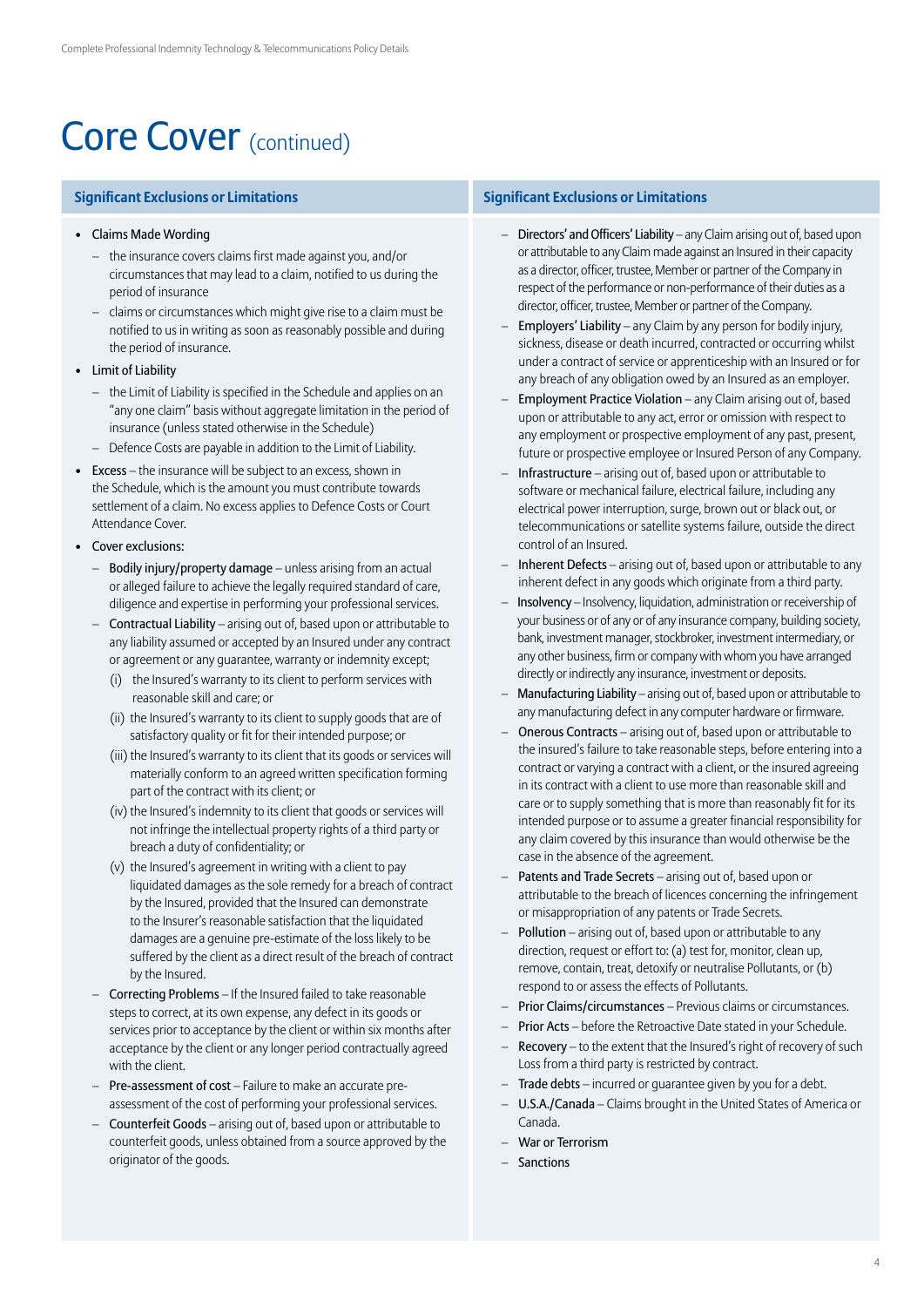# Core Cover (continued)

## Significant Exclusions or Limitations

- Claims Made Wording
  - the insurance covers claims first made against you, and/or circumstances that may lead to a claim, notified to us during the period of insurance
  - claims or circumstances which might give rise to a claim must be notified to us in writing as soon as reasonably possible and during the period of insurance.
- Limit of Liability
  - the Limit of Liability is specified in the Schedule and applies on an "any one claim" basis without aggregate limitation in the period of insurance (unless stated otherwise in the Schedule)
  - Defence Costs are payable in addition to the Limit of Liability.
- Excess – the insurance will be subject to an excess, shown in the Schedule, which is the amount you must contribute towards settlement of a claim. No excess applies to Defence Costs or Court Attendance Cover.
- Cover exclusions:
  - Bodily injury/property damage – unless arising from an actual or alleged failure to achieve the legally required standard of care, diligence and expertise in performing your professional services.
  - Contractual Liability – arising out of, based upon or attributable to any liability assumed or accepted by an Insured under any contract or agreement or any guarantee, warranty or indemnity except;
    - (i) the Insured's warranty to its client to perform services with reasonable skill and care; or
    - (ii) the Insured's warranty to its client to supply goods that are of satisfactory quality or fit for their intended purpose; or
    - (iii) the Insured's warranty to its client that its goods or services will materially conform to an agreed written specification forming part of the contract with its client; or
    - (iv) the Insured's indemnity to its client that goods or services will not infringe the intellectual property rights of a third party or breach a duty of confidentiality; or
    - (v) the Insured's agreement in writing with a client to pay liquidated damages as the sole remedy for a breach of contract by the Insured, provided that the Insured can demonstrate to the Insurer's reasonable satisfaction that the liquidated damages are a genuine pre-estimate of the loss likely to be suffered by the client as a direct result of the breach of contract by the Insured.
  - Correcting Problems – If the Insured failed to take reasonable steps to correct, at its own expense, any defect in its goods or services prior to acceptance by the client or within six months after acceptance by the client or any longer period contractually agreed with the client.
  - Pre-assessment of cost – Failure to make an accurate pre-assessment of the cost of performing your professional services.
  - Counterfeit Goods – arising out of, based upon or attributable to counterfeit goods, unless obtained from a source approved by the originator of the goods.
  - Directors' and Officers' Liability – any Claim arising out of, based upon or attributable to any Claim made against an Insured in their capacity as a director, officer, trustee, Member or partner of the Company in respect of the performance or non-performance of their duties as a director, officer, trustee, Member or partner of the Company.
  - Employers' Liability – any Claim by any person for bodily injury, sickness, disease or death incurred, contracted or occurring whilst under a contract of service or apprenticeship with an Insured or for any breach of any obligation owed by an Insured as an employer.
  - Employment Practice Violation – any Claim arising out of, based upon or attributable to any act, error or omission with respect to any employment or prospective employment of any past, present, future or prospective employee or Insured Person of any Company.
  - Infrastructure – arising out of, based upon or attributable to software or mechanical failure, electrical failure, including any electrical power interruption, surge, brown out or black out, or telecommunications or satellite systems failure, outside the direct control of an Insured.
  - Inherent Defects – arising out of, based upon or attributable to any inherent defect in any goods which originate from a third party.
  - Insolvency – Insolvency, liquidation, administration or receivership of your business or of any or of any insurance company, building society, bank, investment manager, stockbroker, investment intermediary, or any other business, firm or company with whom you have arranged directly or indirectly any insurance, investment or deposits.
  - Manufacturing Liability – arising out of, based upon or attributable to any manufacturing defect in any computer hardware or firmware.
  - Onerous Contracts – arising out of, based upon or attributable to the insured's failure to take reasonable steps, before entering into a contract or varying a contract with a client, or the insured agreeing in its contract with a client to use more than reasonable skill and care or to supply something that is more than reasonably fit for its intended purpose or to assume a greater financial responsibility for any claim covered by this insurance than would otherwise be the case in the absence of the agreement.
  - Patents and Trade Secrets – arising out of, based upon or attributable to the breach of licences concerning the infringement or misappropriation of any patents or Trade Secrets.
  - Pollution – arising out of, based upon or attributable to any direction, request or effort to: (a) test for, monitor, clean up, remove, contain, treat, detoxify or neutralise Pollutants, or (b) respond to or assess the effects of Pollutants.
  - Prior Claims/circumstances – Previous claims or circumstances.
  - Prior Acts – before the Retroactive Date stated in your Schedule.
  - Recovery – to the extent that the Insured's right of recovery of such Loss from a third party is restricted by contract.
  - Trade debts – incurred or guarantee given by you for a debt.
  - U.S.A./Canada – Claims brought in the United States of America or Canada.
  - War or Terrorism
  - Sanctions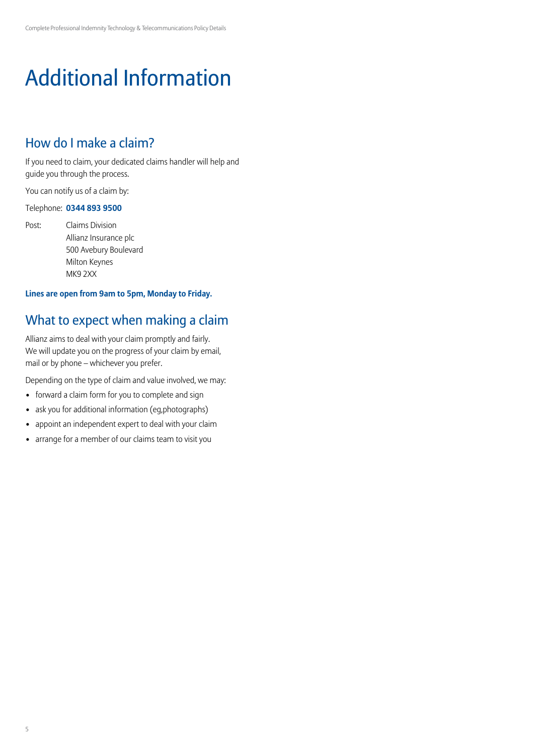# Additional Information

## How do I make a claim?

If you need to claim, your dedicated claims handler will help and guide you through the process.

You can notify us of a claim by:

Telephone: **0344 893 9500**

Post: Claims Division
Allianz Insurance plc
500 Avebury Boulevard
Milton Keynes
MK9 2XX

**Lines are open from 9am to 5pm, Monday to Friday.**

## What to expect when making a claim

Allianz aims to deal with your claim promptly and fairly. We will update you on the progress of your claim by email, mail or by phone – whichever you prefer.

Depending on the type of claim and value involved, we may:

- forward a claim form for you to complete and sign
- ask you for additional information (eg,photographs)
- appoint an independent expert to deal with your claim
- arrange for a member of our claims team to visit you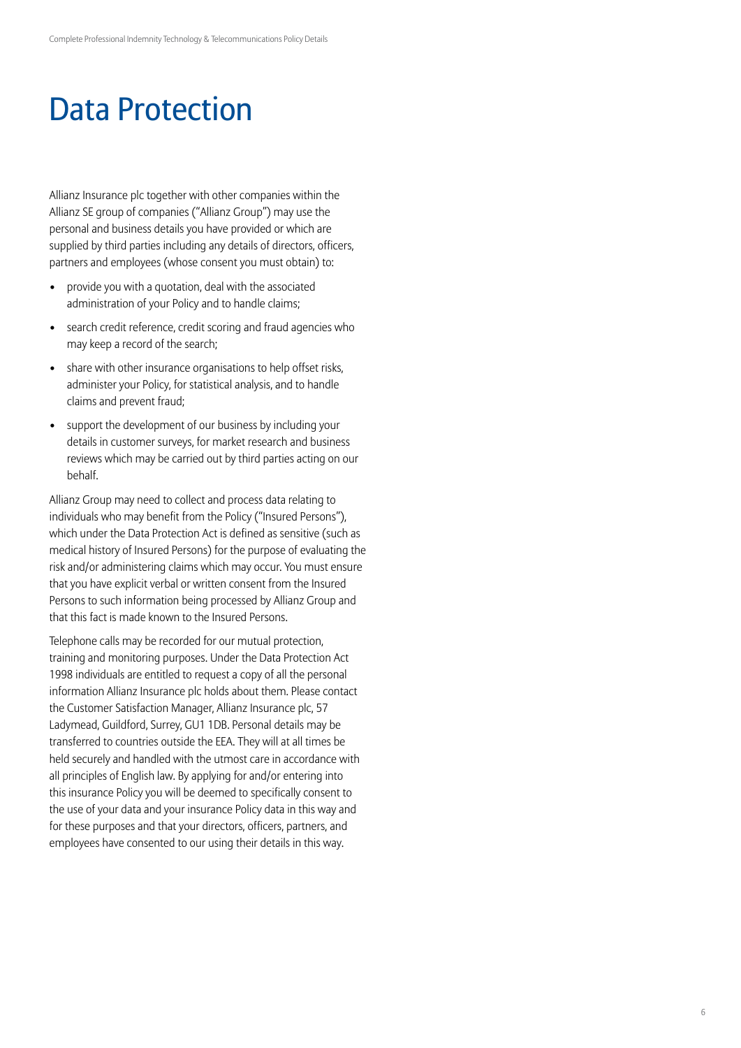# Data Protection

Allianz Insurance plc together with other companies within the Allianz SE group of companies ("Allianz Group") may use the personal and business details you have provided or which are supplied by third parties including any details of directors, officers, partners and employees (whose consent you must obtain) to:

- provide you with a quotation, deal with the associated administration of your Policy and to handle claims;
- search credit reference, credit scoring and fraud agencies who may keep a record of the search;
- share with other insurance organisations to help offset risks, administer your Policy, for statistical analysis, and to handle claims and prevent fraud;
- support the development of our business by including your details in customer surveys, for market research and business reviews which may be carried out by third parties acting on our behalf.

Allianz Group may need to collect and process data relating to individuals who may benefit from the Policy ("Insured Persons"), which under the Data Protection Act is defined as sensitive (such as medical history of Insured Persons) for the purpose of evaluating the risk and/or administering claims which may occur. You must ensure that you have explicit verbal or written consent from the Insured Persons to such information being processed by Allianz Group and that this fact is made known to the Insured Persons.

Telephone calls may be recorded for our mutual protection, training and monitoring purposes. Under the Data Protection Act 1998 individuals are entitled to request a copy of all the personal information Allianz Insurance plc holds about them. Please contact the Customer Satisfaction Manager, Allianz Insurance plc, 57 Ladymead, Guildford, Surrey, GU1 1DB. Personal details may be transferred to countries outside the EEA. They will at all times be held securely and handled with the utmost care in accordance with all principles of English law. By applying for and/or entering into this insurance Policy you will be deemed to specifically consent to the use of your data and your insurance Policy data in this way and for these purposes and that your directors, officers, partners, and employees have consented to our using their details in this way.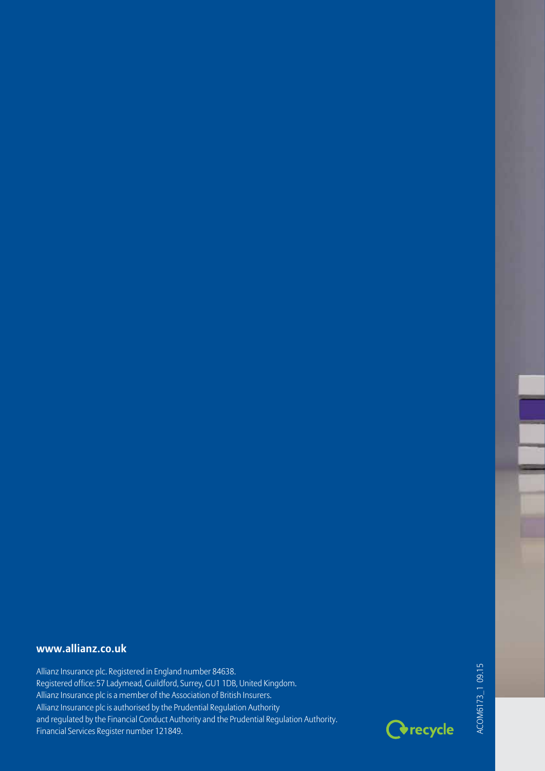**www.allianz.co.uk**

Allianz Insurance plc. Registered in England number 84638.
Registered office: 57 Ladymead, Guildford, Surrey, GU1 1DB, United Kingdom.
Allianz Insurance plc is a member of the Association of British Insurers.
Allianz Insurance plc is authorised by the Prudential Regulation Authority
and regulated by the Financial Conduct Authority and the Prudential Regulation Authority.
Financial Services Register number 121849.

recycle

ACOM6173_1 09.15